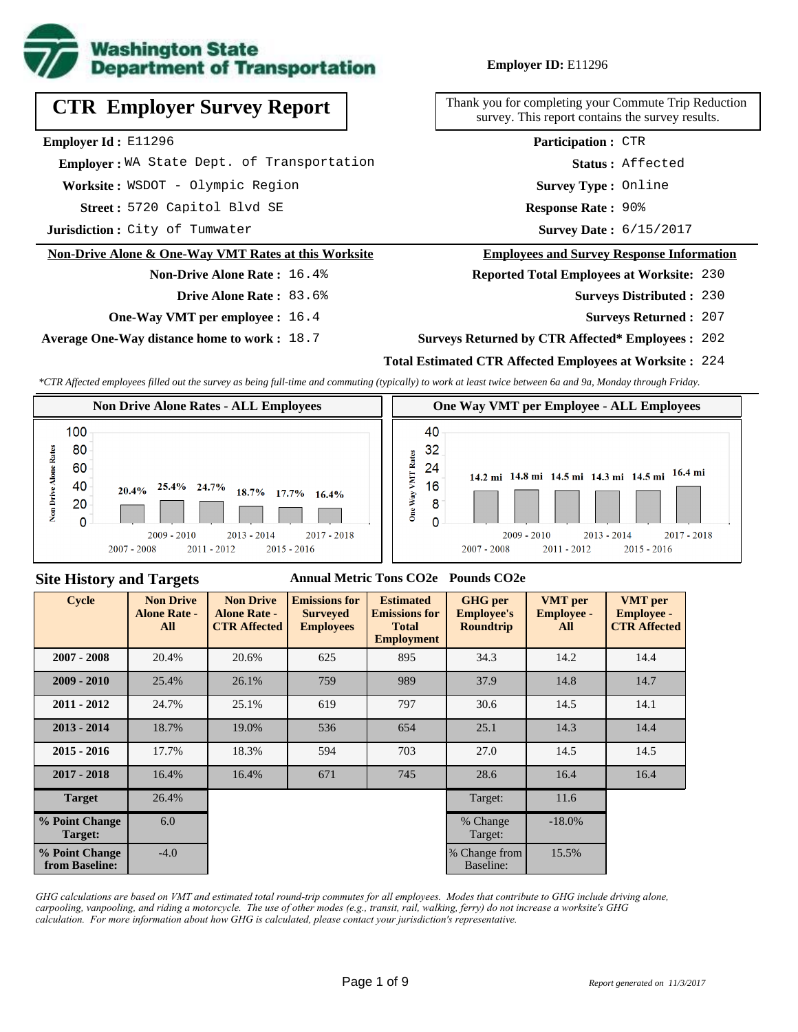**Employer ID:** E11296

# CTR Employer Survey Report

Thank you for completing your Commute Trip Reduction survey. This report contains the survey results.

**Employer Id :** E11296
**Employer :** WA State Dept. of Transportation
**Worksite :** WSDOT - Olympic Region
**Street :** 5720 Capitol Blvd SE
**Jurisdiction :** City of Tumwater

**Participation :** CTR
**Status :** Affected
**Survey Type :** Online
**Response Rate :** 90%
**Survey Date :** 6/15/2017

## Non-Drive Alone & One-Way VMT Rates at this Worksite

**Non-Drive Alone Rate :** 16.4%
**Drive Alone Rate :** 83.6%
**One-Way VMT per employee :** 16.4
**Average One-Way distance home to work :** 18.7

## Employees and Survey Response Information

**Reported Total Employees at Worksite:** 230
**Surveys Distributed :** 230
**Surveys Returned :** 207
**Surveys Returned by CTR Affected* Employees :** 202
**Total Estimated CTR Affected Employees at Worksite :** 224

*\*CTR Affected employees filled out the survey as being full-time and commuting (typically) to work at least twice between 6a and 9a, Monday through Friday.*

### Non Drive Alone Rates - ALL Employees

| Cycle | Non Drive Alone Rate |
|---|---|
| 2007 - 2008 | 20.4% |
| 2009 - 2010 | 25.4% |
| 2011 - 2012 | 24.7% |
| 2013 - 2014 | 18.7% |
| 2015 - 2016 | 17.7% |
| 2017 - 2018 | 16.4% |

### One Way VMT per Employee - ALL Employees

| Cycle | One Way VMT |
|---|---|
| 2007 - 2008 | 14.2 mi |
| 2009 - 2010 | 14.8 mi |
| 2011 - 2012 | 14.5 mi |
| 2013 - 2014 | 14.3 mi |
| 2015 - 2016 | 14.5 mi |
| 2017 - 2018 | 16.4 mi |

## Site History and Targets

| Cycle | Non Drive Alone Rate - All | Non Drive Alone Rate - CTR Affected | Emissions for Surveyed Employees (Annual Metric Tons CO2e) | Estimated Emissions for Total Employment (Annual Metric Tons CO2e) | GHG per Employee's Roundtrip (Pounds CO2e) | VMT per Employee - All | VMT per Employee - CTR Affected |
|---|---|---|---|---|---|---|---|
| 2007 - 2008 | 20.4% | 20.6% | 625 | 895 | 34.3 | 14.2 | 14.4 |
| 2009 - 2010 | 25.4% | 26.1% | 759 | 989 | 37.9 | 14.8 | 14.7 |
| 2011 - 2012 | 24.7% | 25.1% | 619 | 797 | 30.6 | 14.5 | 14.1 |
| 2013 - 2014 | 18.7% | 19.0% | 536 | 654 | 25.1 | 14.3 | 14.4 |
| 2015 - 2016 | 17.7% | 18.3% | 594 | 703 | 27.0 | 14.5 | 14.5 |
| 2017 - 2018 | 16.4% | 16.4% | 671 | 745 | 28.6 | 16.4 | 16.4 |
| Target | 26.4% | | | | Target: | 11.6 | |
| % Point Change Target: | 6.0 | | | | % Change Target: | -18.0% | |
| % Point Change from Baseline: | -4.0 | | | | % Change from Baseline: | 15.5% | |

*GHG calculations are based on VMT and estimated total round-trip commutes for all employees. Modes that contribute to GHG include driving alone, carpooling, vanpooling, and riding a motorcycle. The use of other modes (e.g., transit, rail, walking, ferry) do not increase a worksite's GHG calculation. For more information about how GHG is calculated, please contact your jurisdiction's representative.*

*Report generated on 11/3/2017*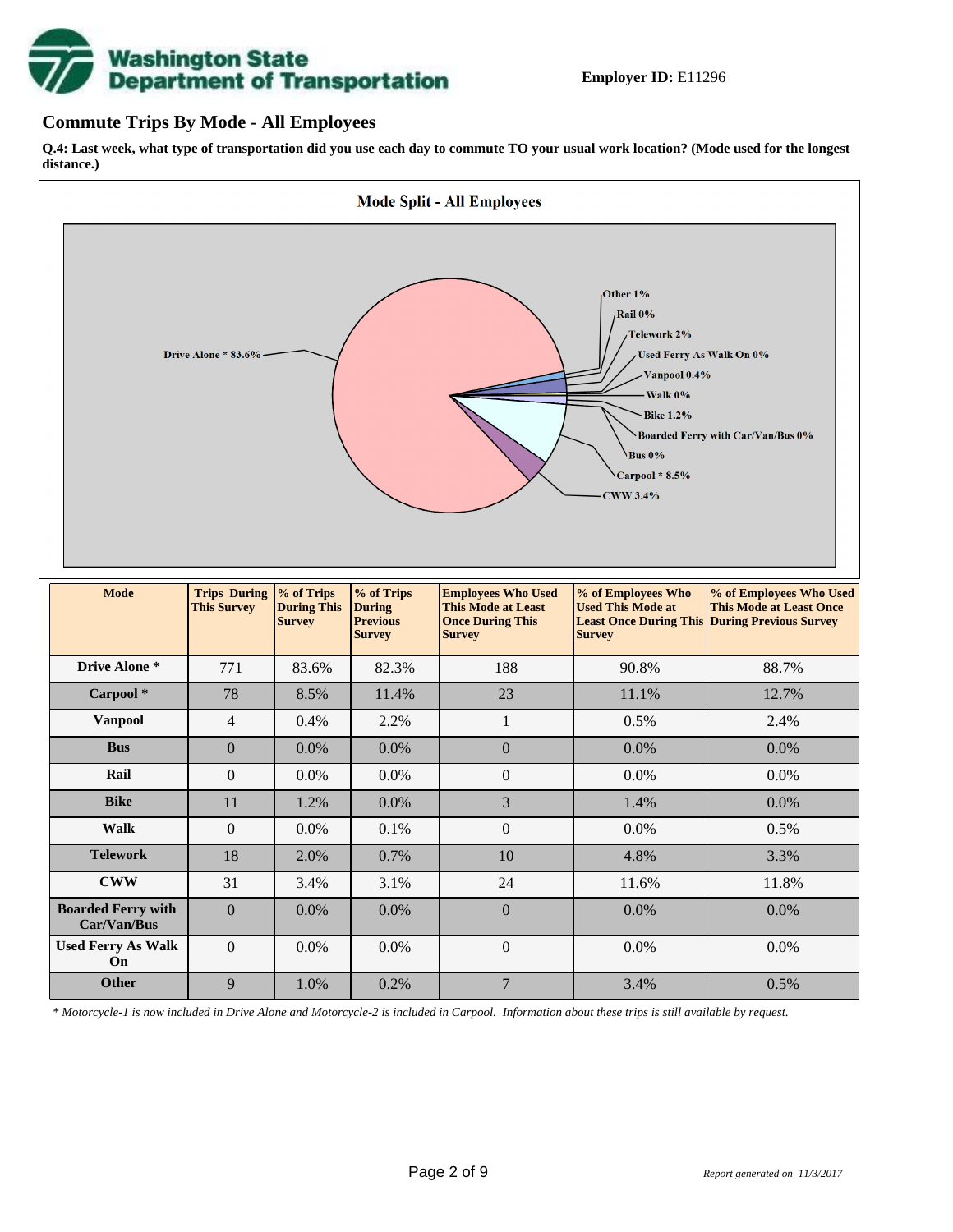**Employer ID:** E11296

## Commute Trips By Mode - All Employees

**Q.4: Last week, what type of transportation did you use each day to commute TO your usual work location? (Mode used for the longest distance.)**

Mode Split - All Employees

Drive Alone * 83.6%, Other 1%, Rail 0%, Telework 2%, Used Ferry As Walk On 0%, Vanpool 0.4%, Walk 0%, Bike 1.2%, Boarded Ferry with Car/Van/Bus 0%, Bus 0%, Carpool * 8.5%, CWW 3.4%

| Mode | Trips During This Survey | % of Trips During This Survey | % of Trips During Previous Survey | Employees Who Used This Mode at Least Once During This Survey | % of Employees Who Used This Mode at Least Once During This Survey | % of Employees Who Used This Mode at Least Once During Previous Survey |
|---|---|---|---|---|---|---|
| **Drive Alone *** | 771 | 83.6% | 82.3% | 188 | 90.8% | 88.7% |
| **Carpool *** | 78 | 8.5% | 11.4% | 23 | 11.1% | 12.7% |
| **Vanpool** | 4 | 0.4% | 2.2% | 1 | 0.5% | 2.4% |
| **Bus** | 0 | 0.0% | 0.0% | 0 | 0.0% | 0.0% |
| **Rail** | 0 | 0.0% | 0.0% | 0 | 0.0% | 0.0% |
| **Bike** | 11 | 1.2% | 0.0% | 3 | 1.4% | 0.0% |
| **Walk** | 0 | 0.0% | 0.1% | 0 | 0.0% | 0.5% |
| **Telework** | 18 | 2.0% | 0.7% | 10 | 4.8% | 3.3% |
| **CWW** | 31 | 3.4% | 3.1% | 24 | 11.6% | 11.8% |
| **Boarded Ferry with Car/Van/Bus** | 0 | 0.0% | 0.0% | 0 | 0.0% | 0.0% |
| **Used Ferry As Walk On** | 0 | 0.0% | 0.0% | 0 | 0.0% | 0.0% |
| **Other** | 9 | 1.0% | 0.2% | 7 | 3.4% | 0.5% |

*\* Motorcycle-1 is now included in Drive Alone and Motorcycle-2 is included in Carpool. Information about these trips is still available by request.*

*Report generated on 11/3/2017*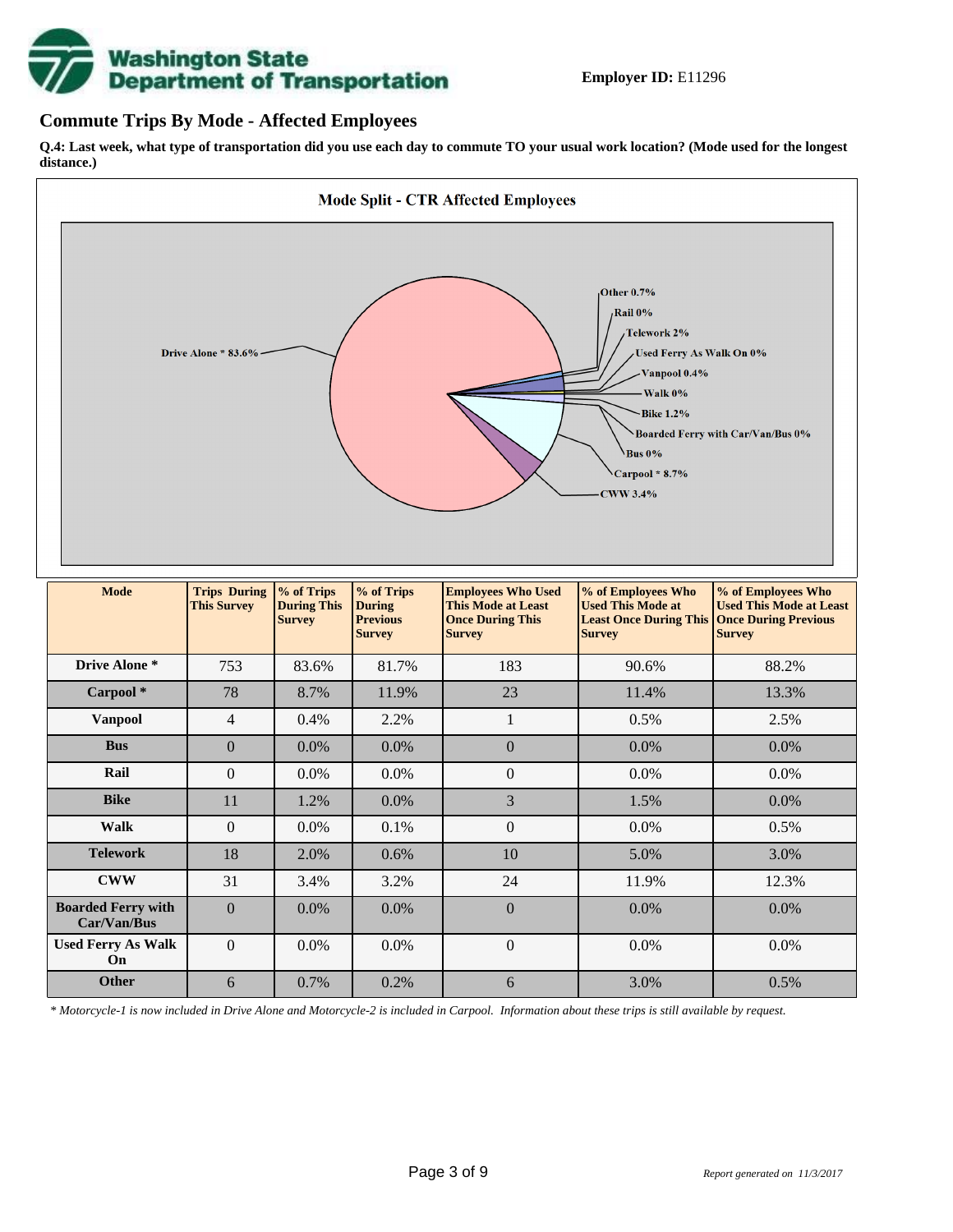Washington State Department of Transportation

**Employer ID:** E11296

## Commute Trips By Mode - Affected Employees

**Q.4: Last week, what type of transportation did you use each day to commute TO your usual work location? (Mode used for the longest distance.)**

**Mode Split - CTR Affected Employees**

Drive Alone * 83.6%
Other 0.7%
Rail 0%
Telework 2%
Used Ferry As Walk On 0%
Vanpool 0.4%
Walk 0%
Bike 1.2%
Boarded Ferry with Car/Van/Bus 0%
Bus 0%
Carpool * 8.7%
CWW 3.4%

| Mode | Trips During This Survey | % of Trips During This Survey | % of Trips During Previous Survey | Employees Who Used This Mode at Least Once During This Survey | % of Employees Who Used This Mode at Least Once During This Survey | % of Employees Who Used This Mode at Least Once During Previous Survey |
|---|---|---|---|---|---|---|
| **Drive Alone *** | 753 | 83.6% | 81.7% | 183 | 90.6% | 88.2% |
| **Carpool *** | 78 | 8.7% | 11.9% | 23 | 11.4% | 13.3% |
| **Vanpool** | 4 | 0.4% | 2.2% | 1 | 0.5% | 2.5% |
| **Bus** | 0 | 0.0% | 0.0% | 0 | 0.0% | 0.0% |
| **Rail** | 0 | 0.0% | 0.0% | 0 | 0.0% | 0.0% |
| **Bike** | 11 | 1.2% | 0.0% | 3 | 1.5% | 0.0% |
| **Walk** | 0 | 0.0% | 0.1% | 0 | 0.0% | 0.5% |
| **Telework** | 18 | 2.0% | 0.6% | 10 | 5.0% | 3.0% |
| **CWW** | 31 | 3.4% | 3.2% | 24 | 11.9% | 12.3% |
| **Boarded Ferry with Car/Van/Bus** | 0 | 0.0% | 0.0% | 0 | 0.0% | 0.0% |
| **Used Ferry As Walk On** | 0 | 0.0% | 0.0% | 0 | 0.0% | 0.0% |
| **Other** | 6 | 0.7% | 0.2% | 6 | 3.0% | 0.5% |

*\* Motorcycle-1 is now included in Drive Alone and Motorcycle-2 is included in Carpool. Information about these trips is still available by request.*

*Report generated on 11/3/2017*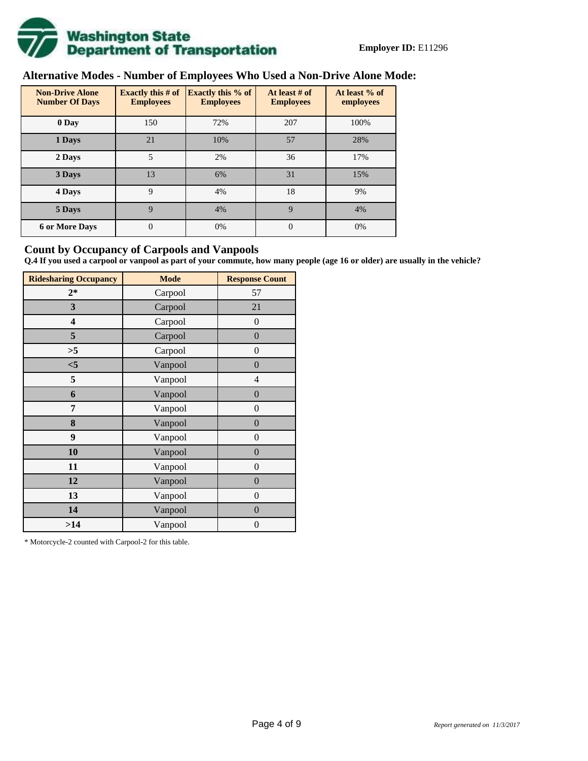**Employer ID:** E11296

## Alternative Modes - Number of Employees Who Used a Non-Drive Alone Mode:

| Non-Drive Alone Number Of Days | Exactly this # of Employees | Exactly this % of Employees | At least # of Employees | At least % of employees |
|---|---|---|---|---|
| 0 Day | 150 | 72% | 207 | 100% |
| 1 Days | 21 | 10% | 57 | 28% |
| 2 Days | 5 | 2% | 36 | 17% |
| 3 Days | 13 | 6% | 31 | 15% |
| 4 Days | 9 | 4% | 18 | 9% |
| 5 Days | 9 | 4% | 9 | 4% |
| 6 or More Days | 0 | 0% | 0 | 0% |

## Count by Occupancy of Carpools and Vanpools

**Q.4 If you used a carpool or vanpool as part of your commute, how many people (age 16 or older) are usually in the vehicle?**

| Ridesharing Occupancy | Mode | Response Count |
|---|---|---|
| 2* | Carpool | 57 |
| 3 | Carpool | 21 |
| 4 | Carpool | 0 |
| 5 | Carpool | 0 |
| >5 | Carpool | 0 |
| <5 | Vanpool | 0 |
| 5 | Vanpool | 4 |
| 6 | Vanpool | 0 |
| 7 | Vanpool | 0 |
| 8 | Vanpool | 0 |
| 9 | Vanpool | 0 |
| 10 | Vanpool | 0 |
| 11 | Vanpool | 0 |
| 12 | Vanpool | 0 |
| 13 | Vanpool | 0 |
| 14 | Vanpool | 0 |
| >14 | Vanpool | 0 |

* Motorcycle-2 counted with Carpool-2 for this table.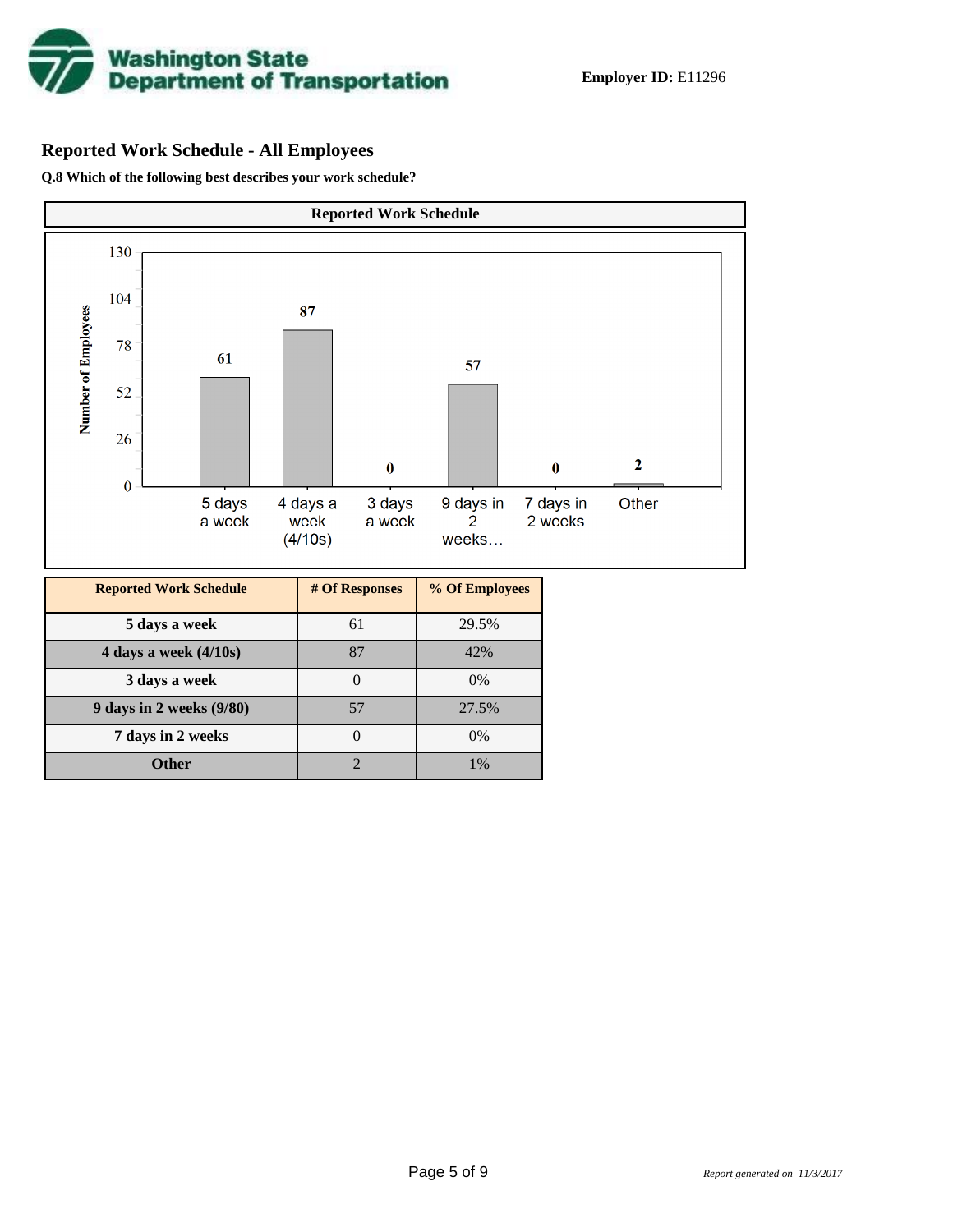Employer ID: E11296

## Reported Work Schedule - All Employees

**Q.8 Which of the following best describes your work schedule?**

| Reported Work Schedule | # Of Responses | % Of Employees |
|---|---|---|
| **5 days a week** | 61 | 29.5% |
| **4 days a week (4/10s)** | 87 | 42% |
| **3 days a week** | 0 | 0% |
| **9 days in 2 weeks (9/80)** | 57 | 27.5% |
| **7 days in 2 weeks** | 0 | 0% |
| **Other** | 2 | 1% |

*Report generated on 11/3/2017*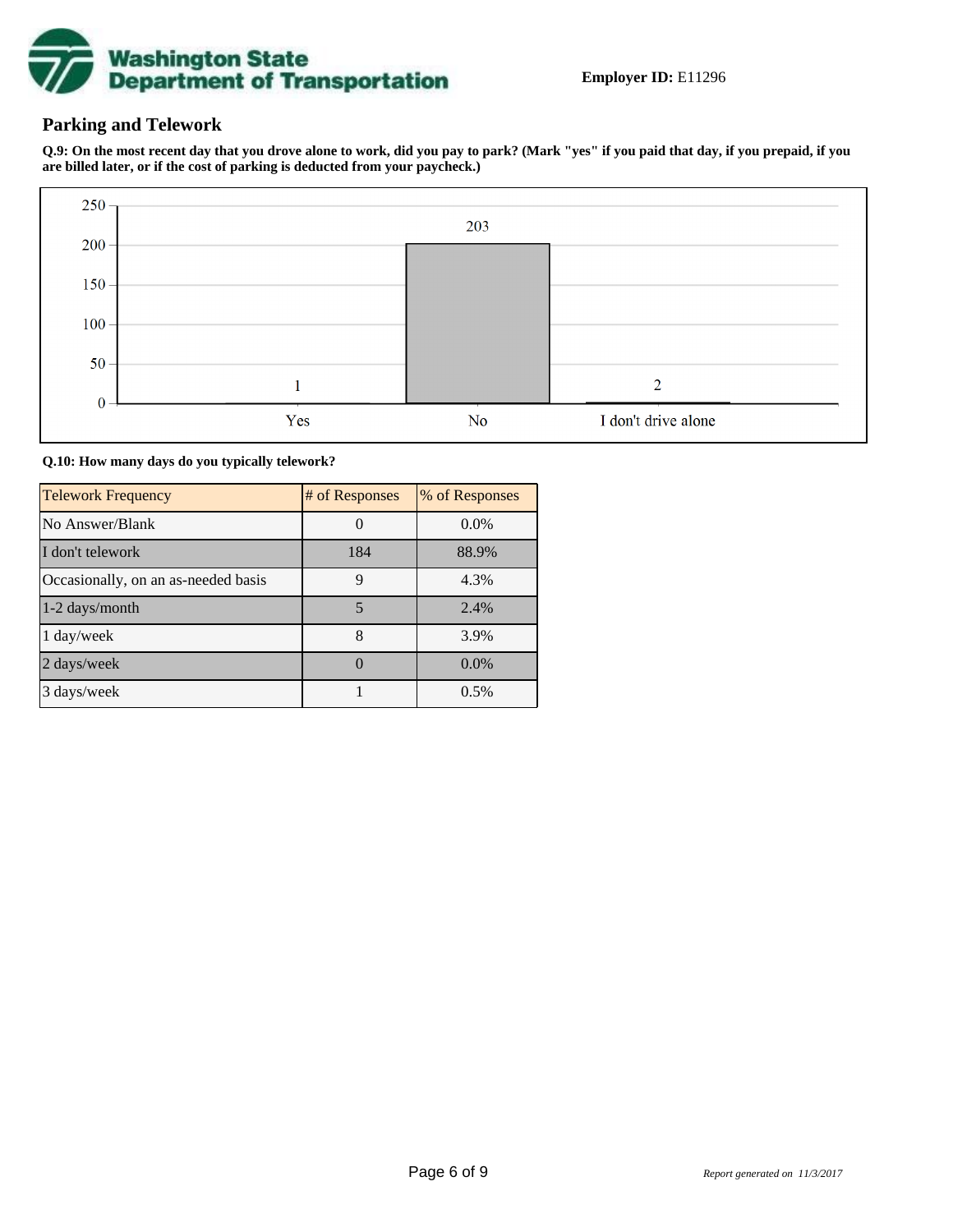**Employer ID:** E11296

## Parking and Telework

**Q.9: On the most recent day that you drove alone to work, did you pay to park? (Mark "yes" if you paid that day, if you prepaid, if you are billed later, or if the cost of parking is deducted from your paycheck.)**

| Response | Count |
|---|---|
| Yes | 1 |
| No | 203 |
| I don't drive alone | 2 |

**Q.10: How many days do you typically telework?**

| Telework Frequency | # of Responses | % of Responses |
|---|---|---|
| No Answer/Blank | 0 | 0.0% |
| I don't telework | 184 | 88.9% |
| Occasionally, on an as-needed basis | 9 | 4.3% |
| 1-2 days/month | 5 | 2.4% |
| 1 day/week | 8 | 3.9% |
| 2 days/week | 0 | 0.0% |
| 3 days/week | 1 | 0.5% |

*Report generated on 11/3/2017*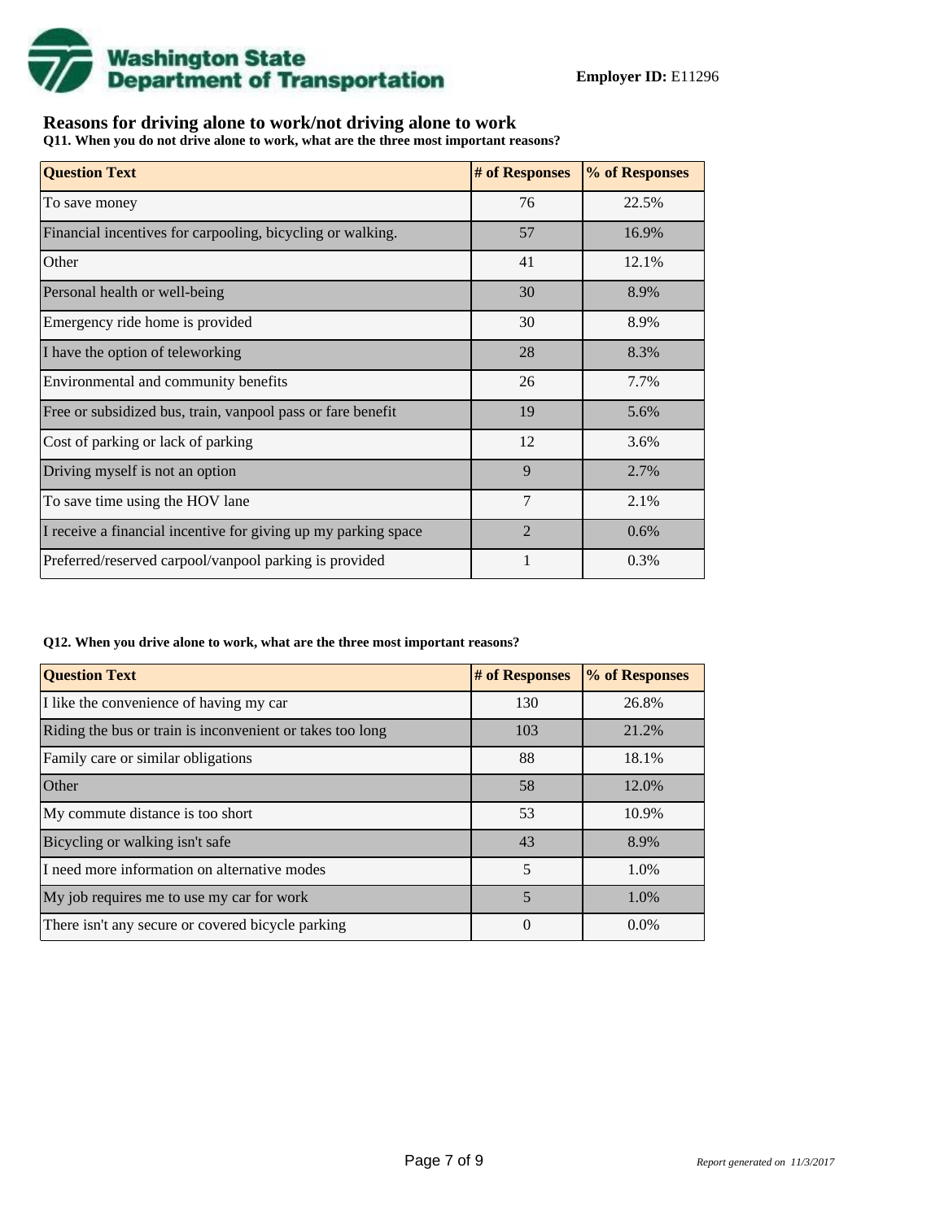**Employer ID:** E11296

## Reasons for driving alone to work/not driving alone to work

**Q11. When you do not drive alone to work, what are the three most important reasons?**

| Question Text | # of Responses | % of Responses |
|---|---|---|
| To save money | 76 | 22.5% |
| Financial incentives for carpooling, bicycling or walking. | 57 | 16.9% |
| Other | 41 | 12.1% |
| Personal health or well-being | 30 | 8.9% |
| Emergency ride home is provided | 30 | 8.9% |
| I have the option of teleworking | 28 | 8.3% |
| Environmental and community benefits | 26 | 7.7% |
| Free or subsidized bus, train, vanpool pass or fare benefit | 19 | 5.6% |
| Cost of parking or lack of parking | 12 | 3.6% |
| Driving myself is not an option | 9 | 2.7% |
| To save time using the HOV lane | 7 | 2.1% |
| I receive a financial incentive for giving up my parking space | 2 | 0.6% |
| Preferred/reserved carpool/vanpool parking is provided | 1 | 0.3% |

**Q12. When you drive alone to work, what are the three most important reasons?**

| Question Text | # of Responses | % of Responses |
|---|---|---|
| I like the convenience of having my car | 130 | 26.8% |
| Riding the bus or train is inconvenient or takes too long | 103 | 21.2% |
| Family care or similar obligations | 88 | 18.1% |
| Other | 58 | 12.0% |
| My commute distance is too short | 53 | 10.9% |
| Bicycling or walking isn't safe | 43 | 8.9% |
| I need more information on alternative modes | 5 | 1.0% |
| My job requires me to use my car for work | 5 | 1.0% |
| There isn't any secure or covered bicycle parking | 0 | 0.0% |

*Report generated on 11/3/2017*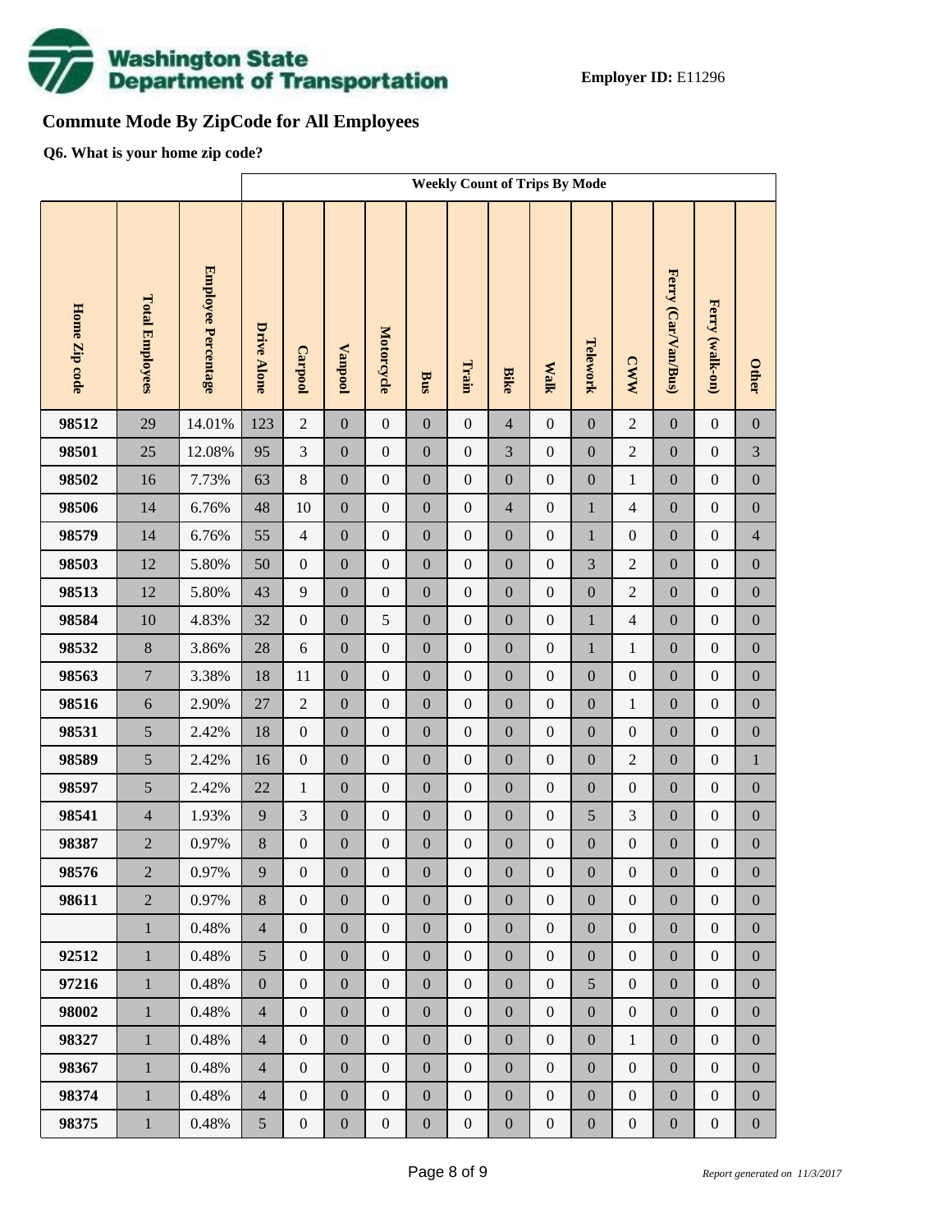**Employer ID:** E11296

## Commute Mode By ZipCode for All Employees

**Q6. What is your home zip code?**

| | | | Weekly Count of Trips By Mode | | | | | | | | | | | | |
|---|---|---|---|---|---|---|---|---|---|---|---|---|---|---|---|
| Home Zip code | Total Employees | Employee Percentage | Drive Alone | Carpool | Vanpool | Motorcycle | Bus | Train | Bike | Walk | Telework | CWW | Ferry (Car/Van/Bus) | Ferry (walk-on) | Other |
| 98512 | 29 | 14.01% | 123 | 2 | 0 | 0 | 0 | 0 | 4 | 0 | 0 | 2 | 0 | 0 | 0 |
| 98501 | 25 | 12.08% | 95 | 3 | 0 | 0 | 0 | 0 | 3 | 0 | 0 | 2 | 0 | 0 | 3 |
| 98502 | 16 | 7.73% | 63 | 8 | 0 | 0 | 0 | 0 | 0 | 0 | 0 | 1 | 0 | 0 | 0 |
| 98506 | 14 | 6.76% | 48 | 10 | 0 | 0 | 0 | 0 | 4 | 0 | 1 | 4 | 0 | 0 | 0 |
| 98579 | 14 | 6.76% | 55 | 4 | 0 | 0 | 0 | 0 | 0 | 0 | 1 | 0 | 0 | 0 | 4 |
| 98503 | 12 | 5.80% | 50 | 0 | 0 | 0 | 0 | 0 | 0 | 0 | 3 | 2 | 0 | 0 | 0 |
| 98513 | 12 | 5.80% | 43 | 9 | 0 | 0 | 0 | 0 | 0 | 0 | 0 | 2 | 0 | 0 | 0 |
| 98584 | 10 | 4.83% | 32 | 0 | 0 | 5 | 0 | 0 | 0 | 0 | 1 | 4 | 0 | 0 | 0 |
| 98532 | 8 | 3.86% | 28 | 6 | 0 | 0 | 0 | 0 | 0 | 0 | 1 | 1 | 0 | 0 | 0 |
| 98563 | 7 | 3.38% | 18 | 11 | 0 | 0 | 0 | 0 | 0 | 0 | 0 | 0 | 0 | 0 | 0 |
| 98516 | 6 | 2.90% | 27 | 2 | 0 | 0 | 0 | 0 | 0 | 0 | 0 | 1 | 0 | 0 | 0 |
| 98531 | 5 | 2.42% | 18 | 0 | 0 | 0 | 0 | 0 | 0 | 0 | 0 | 0 | 0 | 0 | 0 |
| 98589 | 5 | 2.42% | 16 | 0 | 0 | 0 | 0 | 0 | 0 | 0 | 0 | 2 | 0 | 0 | 1 |
| 98597 | 5 | 2.42% | 22 | 1 | 0 | 0 | 0 | 0 | 0 | 0 | 0 | 0 | 0 | 0 | 0 |
| 98541 | 4 | 1.93% | 9 | 3 | 0 | 0 | 0 | 0 | 0 | 0 | 5 | 3 | 0 | 0 | 0 |
| 98387 | 2 | 0.97% | 8 | 0 | 0 | 0 | 0 | 0 | 0 | 0 | 0 | 0 | 0 | 0 | 0 |
| 98576 | 2 | 0.97% | 9 | 0 | 0 | 0 | 0 | 0 | 0 | 0 | 0 | 0 | 0 | 0 | 0 |
| 98611 | 2 | 0.97% | 8 | 0 | 0 | 0 | 0 | 0 | 0 | 0 | 0 | 0 | 0 | 0 | 0 |
| | 1 | 0.48% | 4 | 0 | 0 | 0 | 0 | 0 | 0 | 0 | 0 | 0 | 0 | 0 | 0 |
| 92512 | 1 | 0.48% | 5 | 0 | 0 | 0 | 0 | 0 | 0 | 0 | 0 | 0 | 0 | 0 | 0 |
| 97216 | 1 | 0.48% | 0 | 0 | 0 | 0 | 0 | 0 | 0 | 0 | 5 | 0 | 0 | 0 | 0 |
| 98002 | 1 | 0.48% | 4 | 0 | 0 | 0 | 0 | 0 | 0 | 0 | 0 | 0 | 0 | 0 | 0 |
| 98327 | 1 | 0.48% | 4 | 0 | 0 | 0 | 0 | 0 | 0 | 0 | 0 | 1 | 0 | 0 | 0 |
| 98367 | 1 | 0.48% | 4 | 0 | 0 | 0 | 0 | 0 | 0 | 0 | 0 | 0 | 0 | 0 | 0 |
| 98374 | 1 | 0.48% | 4 | 0 | 0 | 0 | 0 | 0 | 0 | 0 | 0 | 0 | 0 | 0 | 0 |
| 98375 | 1 | 0.48% | 5 | 0 | 0 | 0 | 0 | 0 | 0 | 0 | 0 | 0 | 0 | 0 | 0 |

*Report generated on 11/3/2017*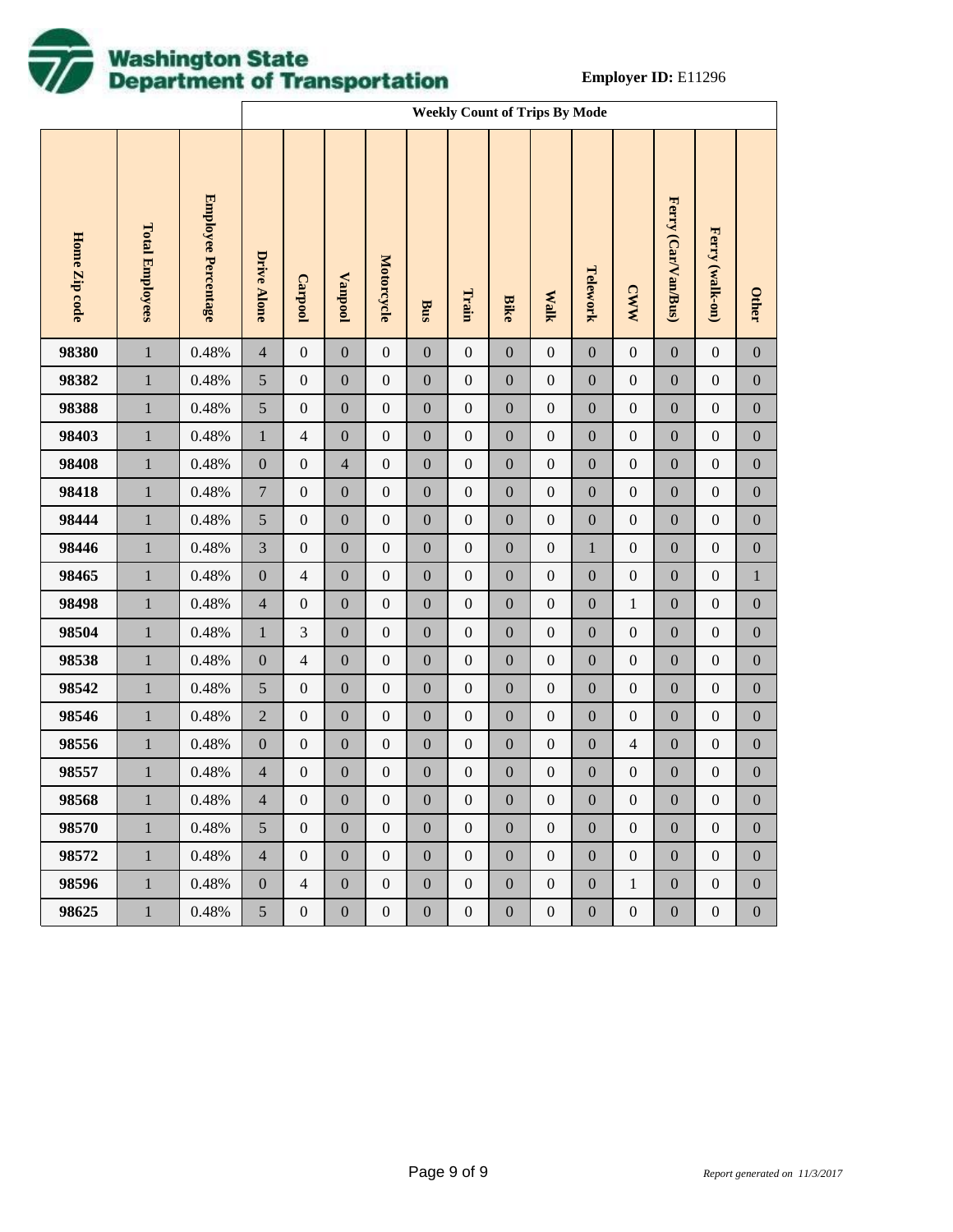# Washington State Department of Transportation

**Employer ID:** E11296

| | | | Weekly Count of Trips By Mode | | | | | | | | | | | | |
|---|---|---|---|---|---|---|---|---|---|---|---|---|---|---|---|
| **Home Zip code** | **Total Employees** | **Employee Percentage** | **Drive Alone** | **Carpool** | **Vanpool** | **Motorcycle** | **Bus** | **Train** | **Bike** | **Walk** | **Telework** | **CWW** | **Ferry (Car/Van/Bus)** | **Ferry (walk-on)** | **Other** |
| **98380** | 1 | 0.48% | 4 | 0 | 0 | 0 | 0 | 0 | 0 | 0 | 0 | 0 | 0 | 0 | 0 |
| **98382** | 1 | 0.48% | 5 | 0 | 0 | 0 | 0 | 0 | 0 | 0 | 0 | 0 | 0 | 0 | 0 |
| **98388** | 1 | 0.48% | 5 | 0 | 0 | 0 | 0 | 0 | 0 | 0 | 0 | 0 | 0 | 0 | 0 |
| **98403** | 1 | 0.48% | 1 | 4 | 0 | 0 | 0 | 0 | 0 | 0 | 0 | 0 | 0 | 0 | 0 |
| **98408** | 1 | 0.48% | 0 | 0 | 4 | 0 | 0 | 0 | 0 | 0 | 0 | 0 | 0 | 0 | 0 |
| **98418** | 1 | 0.48% | 7 | 0 | 0 | 0 | 0 | 0 | 0 | 0 | 0 | 0 | 0 | 0 | 0 |
| **98444** | 1 | 0.48% | 5 | 0 | 0 | 0 | 0 | 0 | 0 | 0 | 0 | 0 | 0 | 0 | 0 |
| **98446** | 1 | 0.48% | 3 | 0 | 0 | 0 | 0 | 0 | 0 | 0 | 1 | 0 | 0 | 0 | 0 |
| **98465** | 1 | 0.48% | 0 | 4 | 0 | 0 | 0 | 0 | 0 | 0 | 0 | 0 | 0 | 0 | 1 |
| **98498** | 1 | 0.48% | 4 | 0 | 0 | 0 | 0 | 0 | 0 | 0 | 0 | 1 | 0 | 0 | 0 |
| **98504** | 1 | 0.48% | 1 | 3 | 0 | 0 | 0 | 0 | 0 | 0 | 0 | 0 | 0 | 0 | 0 |
| **98538** | 1 | 0.48% | 0 | 4 | 0 | 0 | 0 | 0 | 0 | 0 | 0 | 0 | 0 | 0 | 0 |
| **98542** | 1 | 0.48% | 5 | 0 | 0 | 0 | 0 | 0 | 0 | 0 | 0 | 0 | 0 | 0 | 0 |
| **98546** | 1 | 0.48% | 2 | 0 | 0 | 0 | 0 | 0 | 0 | 0 | 0 | 0 | 0 | 0 | 0 |
| **98556** | 1 | 0.48% | 0 | 0 | 0 | 0 | 0 | 0 | 0 | 0 | 0 | 4 | 0 | 0 | 0 |
| **98557** | 1 | 0.48% | 4 | 0 | 0 | 0 | 0 | 0 | 0 | 0 | 0 | 0 | 0 | 0 | 0 |
| **98568** | 1 | 0.48% | 4 | 0 | 0 | 0 | 0 | 0 | 0 | 0 | 0 | 0 | 0 | 0 | 0 |
| **98570** | 1 | 0.48% | 5 | 0 | 0 | 0 | 0 | 0 | 0 | 0 | 0 | 0 | 0 | 0 | 0 |
| **98572** | 1 | 0.48% | 4 | 0 | 0 | 0 | 0 | 0 | 0 | 0 | 0 | 0 | 0 | 0 | 0 |
| **98596** | 1 | 0.48% | 0 | 4 | 0 | 0 | 0 | 0 | 0 | 0 | 0 | 1 | 0 | 0 | 0 |
| **98625** | 1 | 0.48% | 5 | 0 | 0 | 0 | 0 | 0 | 0 | 0 | 0 | 0 | 0 | 0 | 0 |

*Report generated on 11/3/2017*